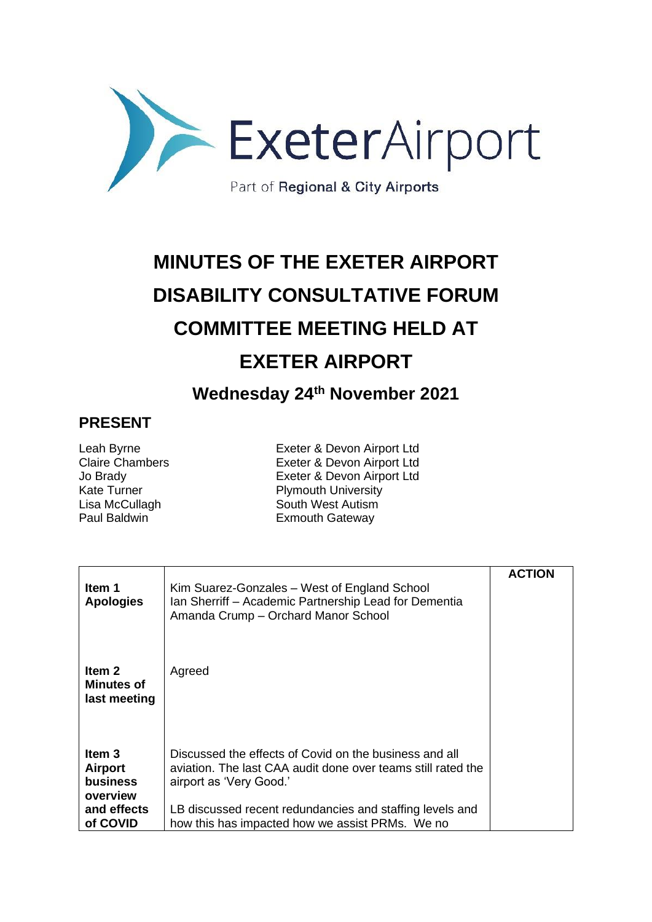ExeterAirport

Part of Regional & City Airports

# MINUTES OF THE EXETER AIRPORT DISABILITY CONSULTATIVE FORUM COMMITTEE MEETING HELD AT EXETER AIRPORT

## Wednesday 24th November 2021

## PRESENT

| | |
|---|---|
| Leah Byrne | Exeter & Devon Airport Ltd |
| Claire Chambers | Exeter & Devon Airport Ltd |
| Jo Brady | Exeter & Devon Airport Ltd |
| Kate Turner | Plymouth University |
| Lisa McCullagh | South West Autism |
| Paul Baldwin | Exmouth Gateway |

| | | ACTION |
|---|---|---|
| **Item 1 Apologies** | Kim Suarez-Gonzales – West of England School<br>Ian Sherriff – Academic Partnership Lead for Dementia<br>Amanda Crump – Orchard Manor School | |
| **Item 2 Minutes of last meeting** | Agreed | |
| **Item 3 Airport business overview and effects of COVID** | Discussed the effects of Covid on the business and all aviation. The last CAA audit done over teams still rated the airport as 'Very Good.'<br><br>LB discussed recent redundancies and staffing levels and how this has impacted how we assist PRMs. We no | |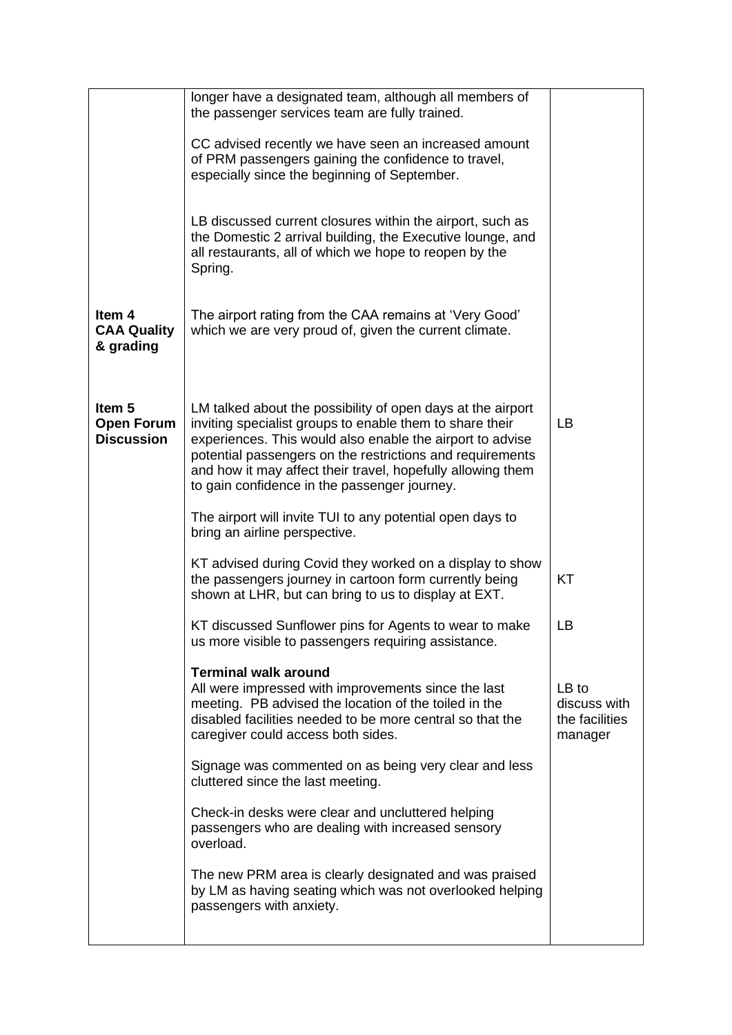| | | |
|---|---|---|
| | longer have a designated team, although all members of the passenger services team are fully trained.<br><br>CC advised recently we have seen an increased amount of PRM passengers gaining the confidence to travel, especially since the beginning of September.<br><br>LB discussed current closures within the airport, such as the Domestic 2 arrival building, the Executive lounge, and all restaurants, all of which we hope to reopen by the Spring. | |
| **Item 4 CAA Quality & grading** | The airport rating from the CAA remains at 'Very Good' which we are very proud of, given the current climate. | |
| **Item 5 Open Forum Discussion** | LM talked about the possibility of open days at the airport inviting specialist groups to enable them to share their experiences. This would also enable the airport to advise potential passengers on the restrictions and requirements and how it may affect their travel, hopefully allowing them to gain confidence in the passenger journey. | LB |
| | The airport will invite TUI to any potential open days to bring an airline perspective. | |
| | KT advised during Covid they worked on a display to show the passengers journey in cartoon form currently being shown at LHR, but can bring to us to display at EXT. | KT |
| | KT discussed Sunflower pins for Agents to wear to make us more visible to passengers requiring assistance. | LB |
| | **Terminal walk around**<br>All were impressed with improvements since the last meeting. PB advised the location of the toiled in the disabled facilities needed to be more central so that the caregiver could access both sides. | LB to discuss with the facilities manager |
| | Signage was commented on as being very clear and less cluttered since the last meeting.<br><br>Check-in desks were clear and uncluttered helping passengers who are dealing with increased sensory overload.<br><br>The new PRM area is clearly designated and was praised by LM as having seating which was not overlooked helping passengers with anxiety. | |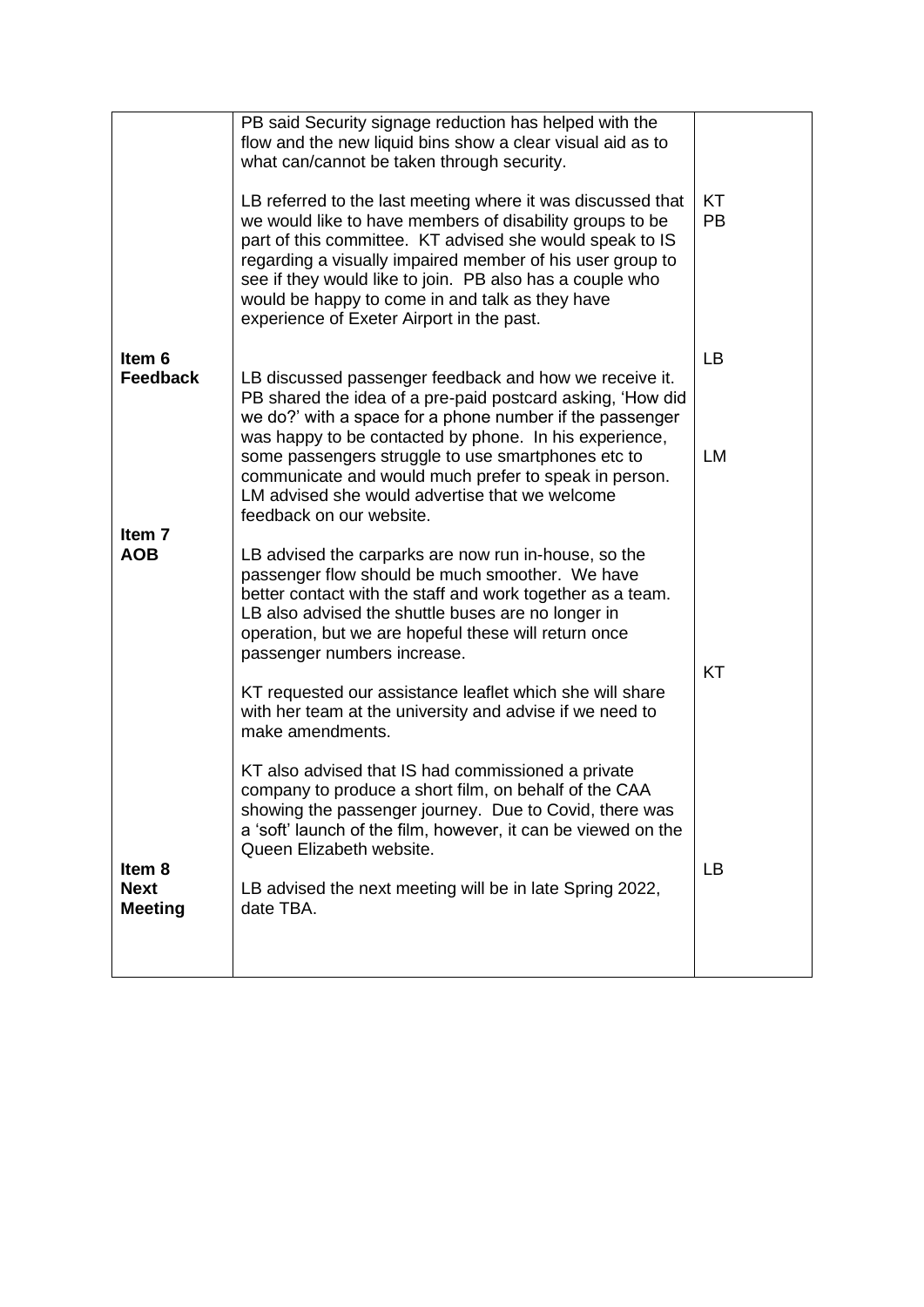| | | |
|---|---|---|
| | PB said Security signage reduction has helped with the flow and the new liquid bins show a clear visual aid as to what can/cannot be taken through security. | |
| | LB referred to the last meeting where it was discussed that we would like to have members of disability groups to be part of this committee. KT advised she would speak to IS regarding a visually impaired member of his user group to see if they would like to join. PB also has a couple who would be happy to come in and talk as they have experience of Exeter Airport in the past. | KT<br>PB |
| **Item 6**<br>**Feedback** | LB discussed passenger feedback and how we receive it. PB shared the idea of a pre-paid postcard asking, 'How did we do?' with a space for a phone number if the passenger was happy to be contacted by phone. In his experience, some passengers struggle to use smartphones etc to communicate and would much prefer to speak in person. LM advised she would advertise that we welcome feedback on our website. | LB<br><br>LM |
| **Item 7**<br>**AOB** | LB advised the carparks are now run in-house, so the passenger flow should be much smoother. We have better contact with the staff and work together as a team. LB also advised the shuttle buses are no longer in operation, but we are hopeful these will return once passenger numbers increase. | |
| | KT requested our assistance leaflet which she will share with her team at the university and advise if we need to make amendments. | KT |
| | KT also advised that IS had commissioned a private company to produce a short film, on behalf of the CAA showing the passenger journey. Due to Covid, there was a 'soft' launch of the film, however, it can be viewed on the Queen Elizabeth website. | |
| **Item 8**<br>**Next Meeting** | LB advised the next meeting will be in late Spring 2022, date TBA. | LB |